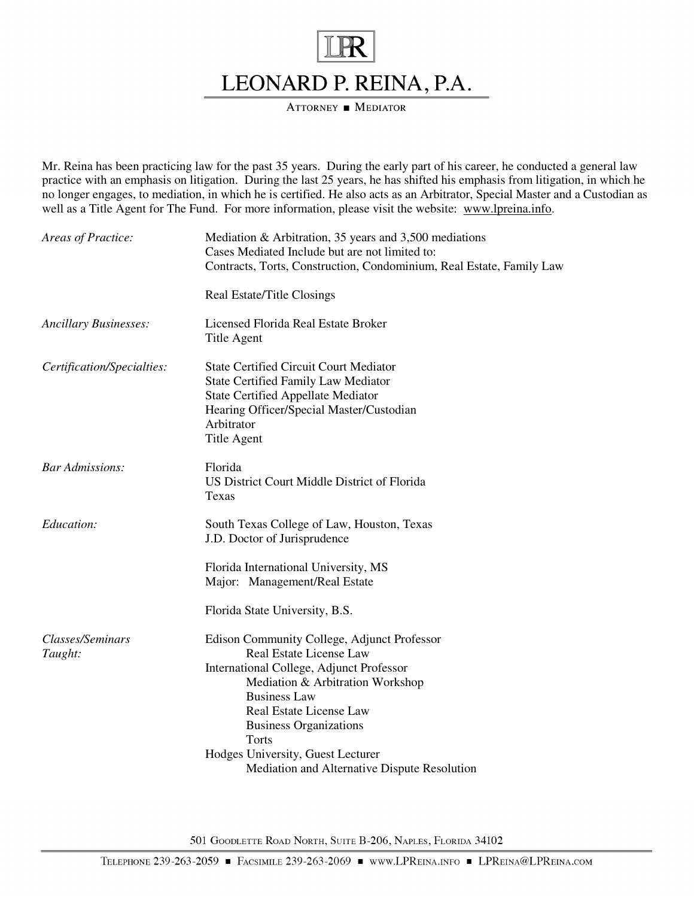# LEONARD P. REINA, P.A.

ATTORNEY ■ MEDIATOR

Mr. Reina has been practicing law for the past 35 years. During the early part of his career, he conducted a general law practice with an emphasis on litigation. During the last 25 years, he has shifted his emphasis from litigation, in which he no longer engages, to mediation, in which he is certified. He also acts as an Arbitrator, Special Master and a Custodian as well as a Title Agent for The Fund. For more information, please visit the website: www.lpreina.info.

*Areas of Practice:*

Mediation & Arbitration, 35 years and 3,500 mediations
Cases Mediated Include but are not limited to:
Contracts, Torts, Construction, Condominium, Real Estate, Family Law

Real Estate/Title Closings

*Ancillary Businesses:*

Licensed Florida Real Estate Broker
Title Agent

*Certification/Specialties:*

State Certified Circuit Court Mediator
State Certified Family Law Mediator
State Certified Appellate Mediator
Hearing Officer/Special Master/Custodian
Arbitrator
Title Agent

*Bar Admissions:*

Florida
US District Court Middle District of Florida
Texas

*Education:*

South Texas College of Law, Houston, Texas
J.D. Doctor of Jurisprudence

Florida International University, MS
Major: Management/Real Estate

Florida State University, B.S.

*Classes/Seminars Taught:*

Edison Community College, Adjunct Professor
- Real Estate License Law

International College, Adjunct Professor
- Mediation & Arbitration Workshop
- Business Law
- Real Estate License Law
- Business Organizations
- Torts

Hodges University, Guest Lecturer
- Mediation and Alternative Dispute Resolution

501 Goodlette Road North, Suite B-206, Naples, Florida 34102

Telephone 239-263-2059 ■ Facsimile 239-263-2069 ■ www.LPReina.info ■ LPReina@LPReina.com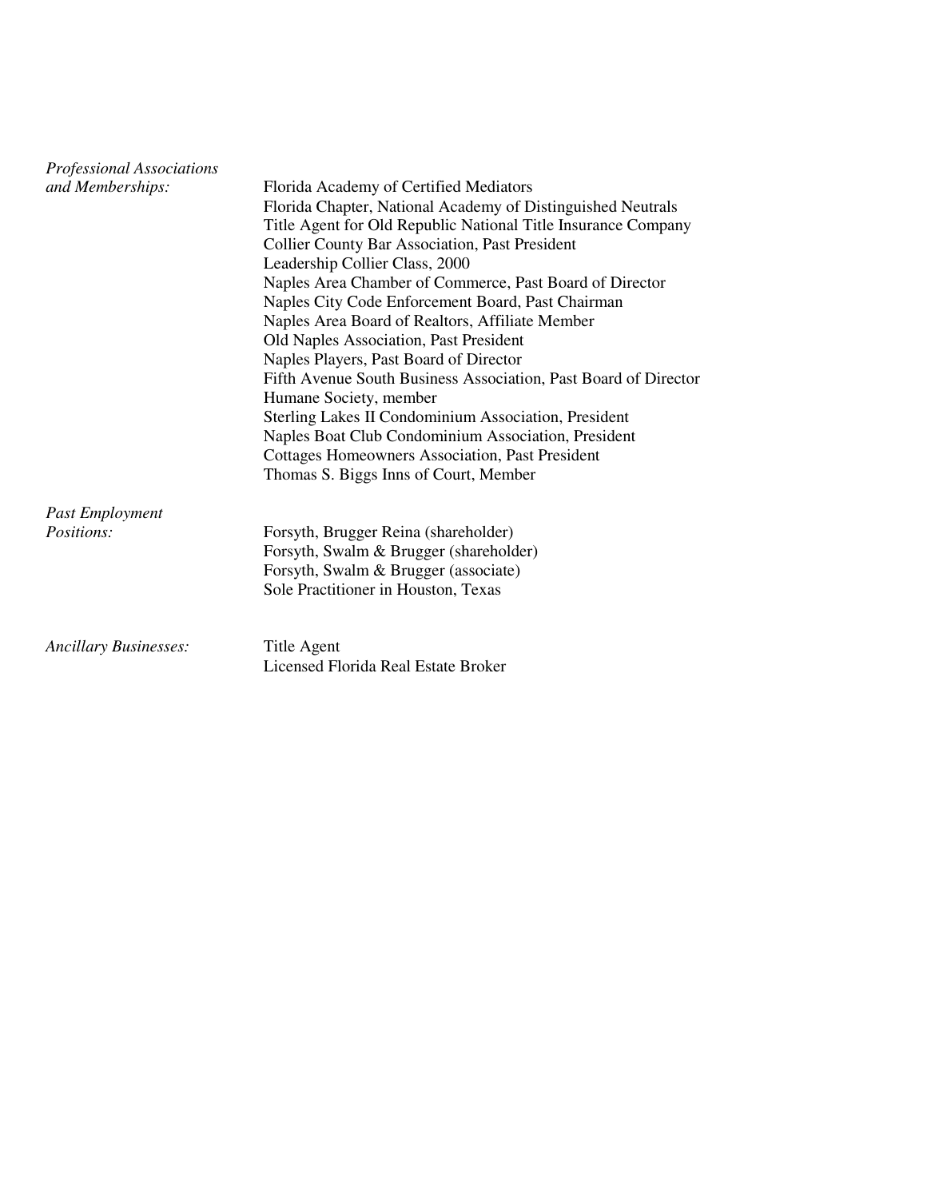*Professional Associations and Memberships:*

Florida Academy of Certified Mediators
Florida Chapter, National Academy of Distinguished Neutrals
Title Agent for Old Republic National Title Insurance Company
Collier County Bar Association, Past President
Leadership Collier Class, 2000
Naples Area Chamber of Commerce, Past Board of Director
Naples City Code Enforcement Board, Past Chairman
Naples Area Board of Realtors, Affiliate Member
Old Naples Association, Past President
Naples Players, Past Board of Director
Fifth Avenue South Business Association, Past Board of Director
Humane Society, member
Sterling Lakes II Condominium Association, President
Naples Boat Club Condominium Association, President
Cottages Homeowners Association, Past President
Thomas S. Biggs Inns of Court, Member

*Past Employment Positions:*

Forsyth, Brugger Reina (shareholder)
Forsyth, Swalm & Brugger (shareholder)
Forsyth, Swalm & Brugger (associate)
Sole Practitioner in Houston, Texas

*Ancillary Businesses:*

Title Agent
Licensed Florida Real Estate Broker